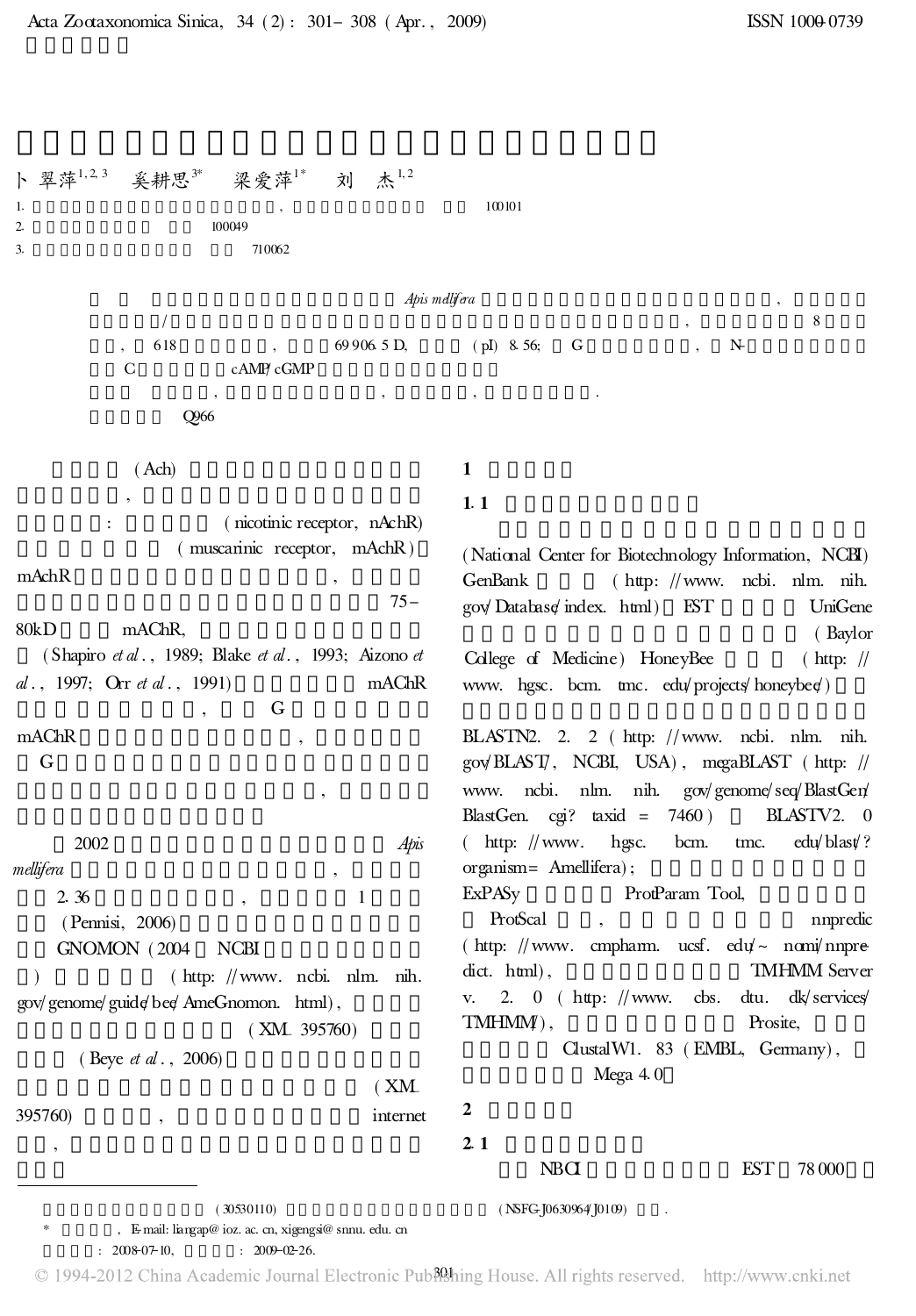卜翠萍[1,2,3] 奚耕思[3*] 梁爱萍[1*] 刘 杰[1,2]

1. , 100101

2. 100049

3. 710062

*Apis mellifera* , / , 8 , 618 , 69 906.5 D, (pI) 8.56; G , N- C cAMP/cGMP

, , , .

Q966

(Ach) , : (nicotinic receptor, nAchR) (muscarinic receptor, mAchR) mAchR , 75–80kD mAChR, (Shapiro *et al*., 1989; Blake *et al*., 1993; Aizono *et al*., 1997; Orr *et al*., 1991) mAChR , G mAChR , G ,

2002 *Apis mellifera* , 2.36 , 1 (Pennisi, 2006) GNOMON (2004 NCBI ) (http://www.ncbi.nlm.nih.gov/genome/guide/bee/AmeGnomon.html), (XM_395760) (Beye *et al*., 2006) (XM_395760) , internet ,

## 1

### 1.1

(National Center for Biotechnology Information, NCBI) GenBank (http://www.ncbi.nlm.nih.gov/Database/index.html) EST UniGene (Baylor College of Medicine) HoneyBee (http://www.hgsc.bcm.tmc.edu/projects/honeybee/)

BLASTN2.2.2 (http://www.ncbi.nlm.nih.gov/BLAST/, NCBI, USA), megaBLAST (http://www.ncbi.nlm.nih.gov/genome/seq/BlastGen/BlastGen.cgi?taxid=7460) BLASTV2.0 (http://www.hgsc.bcm.tmc.edu/blast/?organism=Amellifera); ExPASy ProtParam Tool, ProtScal , nnpredic (http://www.cmpharm.ucsf.edu/~nomi/nnpredict.html), TMHMM Server v. 2.0 (http://www.cbs.dtu.dk/services/TMHMM/), Prosite, ClustalW1.83 (EMBL, Germany), Mega 4.0

## 2

### 2.1

NBCI EST 78 000

(30530110) (NSFG-J0630964/J0109) .

\* , E-mail: liangap@ioz.ac.cn, xigengsi@snnu.edu.cn

: 2008-07-10, : 2009-02-26.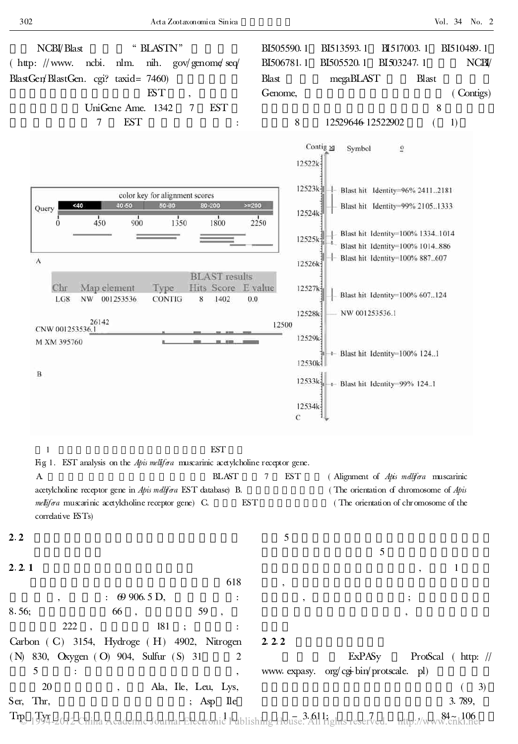NCBI/Blast "BLASTN" ( http: //www. ncbi. nlm. nih. gov/genome/seq/BlastGen/BlastGen. cgi? taxid= 7460) EST , UniGene Ame. 1342 7 EST 7 EST : BI505590. 1 BI513593. 1 BI517003. 1 BI510489. 1 BI506781. 1 BI505520. 1 BI503247. 1 NCBI/Blast megaBLAST Blast Genome, ( Contigs) 8 8 12529646-12522902 ( 1)

1 EST

Fig 1. EST analysis on the *Apis mellifera* muscarinic acetylcholine receptor gene.

A. BLAST 7 EST ( Alignment of *Apis mellifera* muscarinic acetylcholine receptor gene in *Apis mellifera* EST database) B. ( The orientation of chromosome of *Apis mellifera* muscarinic acetylcholine receptor gene) C. EST ( The orientation of chromosome of the correlative ESTs)

## 2.2

### 2.2.1

618 , : 69 906.5 D, : 8.56; 66 , 59 , 222 , 181 ; : Carbon ( C) 3154, Hydroge ( H) 4902, Nitrogen ( N) 830, Oxygen ( O) 904, Sulfur ( S) 31 2 5 : , 20 , Ala, Ile, Leu, Lys, Ser, Thr, ; Asp Ile Trp Tyr 1 5 5 , 1 , , ; ,

### 2.2.2

ExPASy ProtScal ( http: //www. expasy. org/cgi-bin/protscale. pl) ( 3) 3.789, − 3.611; 7 , 84 ~ 106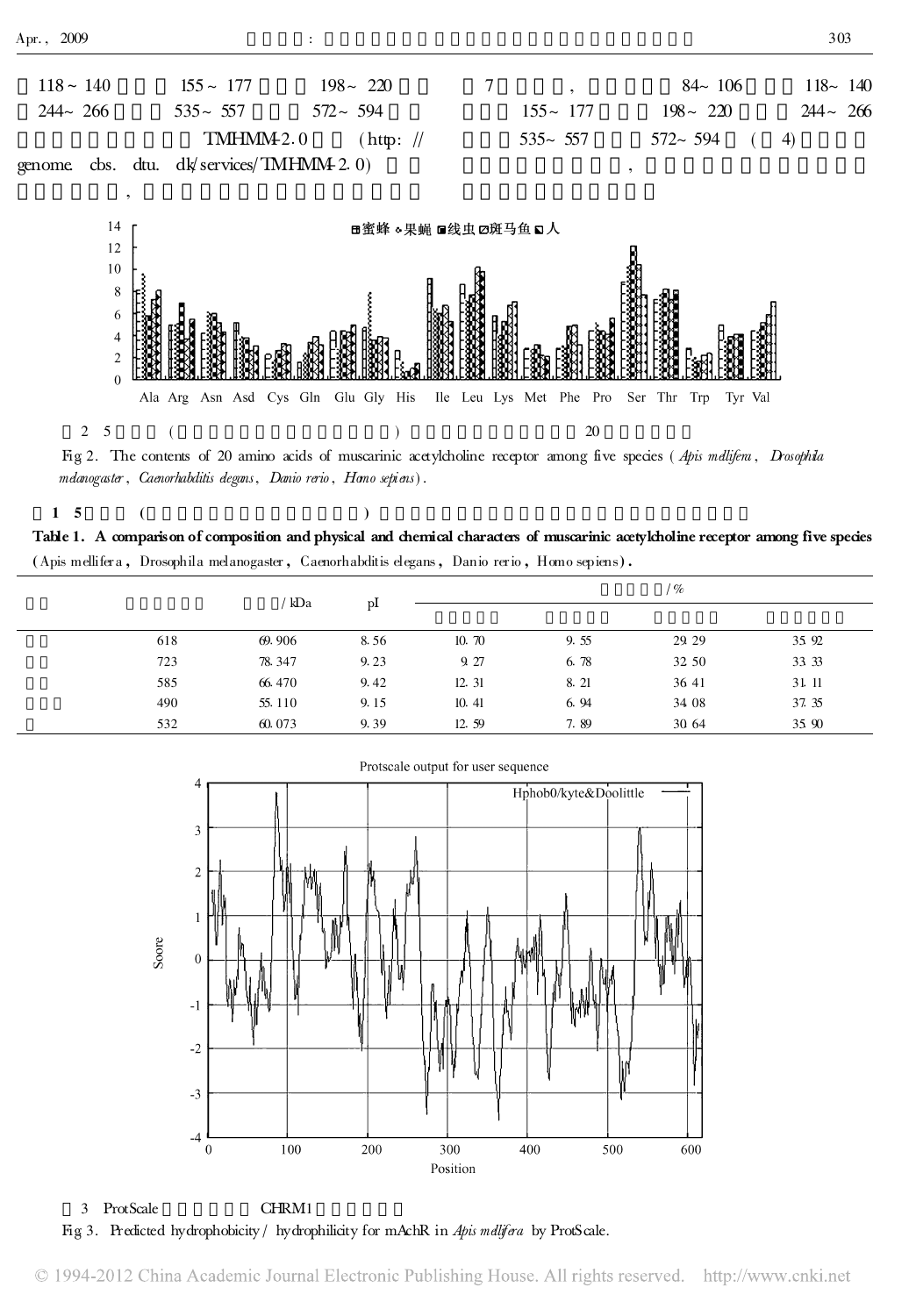118 ~ 140、155 ~ 177、198 ~ 220、244 ~ 266、535 ~ 557、572 ~ 594

TMHMM-2.0 (http://genome.cbs.dtu.dk/services/TMHMM-2.0)

，

7，84 ~ 106、118 ~ 140、155 ~ 177、198 ~ 220、244 ~ 266、535 ~ 557、572 ~ 594 (4)

，

图 2 5 ( ) 20

Fig 2. The contents of 20 amino acids of muscarinic acetylcholine receptor among five species (*Apis mellifera*, *Drosophila melanogaster*, *Caenorhabditis elegans*, *Danio rerio*, *Homo sepiens*).

表 1 5 ( )

**Table 1. A comparison of composition and physical and chemical characters of muscarinic acetylcholine receptor among five species (*Apis mellifera*, *Drosophila melanogaster*, *Caenorhabditis elegans*, *Danio rerio*, *Homo sepiens*).**

| | | / kDa | pI | / % | | | |
|---|---|---|---|---|---|---|---|
| | | | | | | | |
| | 618 | 69.906 | 8.56 | 10.70 | 9.55 | 29.29 | 35.92 |
| | 723 | 78.347 | 9.23 | 9.27 | 6.78 | 32.50 | 33.33 |
| | 585 | 66.470 | 9.42 | 12.31 | 8.21 | 36.41 | 31.11 |
| | 490 | 55.110 | 9.15 | 10.41 | 6.94 | 34.08 | 37.35 |
| | 532 | 60.073 | 9.39 | 12.59 | 7.89 | 30.64 | 35.90 |

图 3 ProtScale CHRM1

Fig 3. Predicted hydrophobicity / hydrophilicity for mAchR in *Apis mellifera* by ProtScale.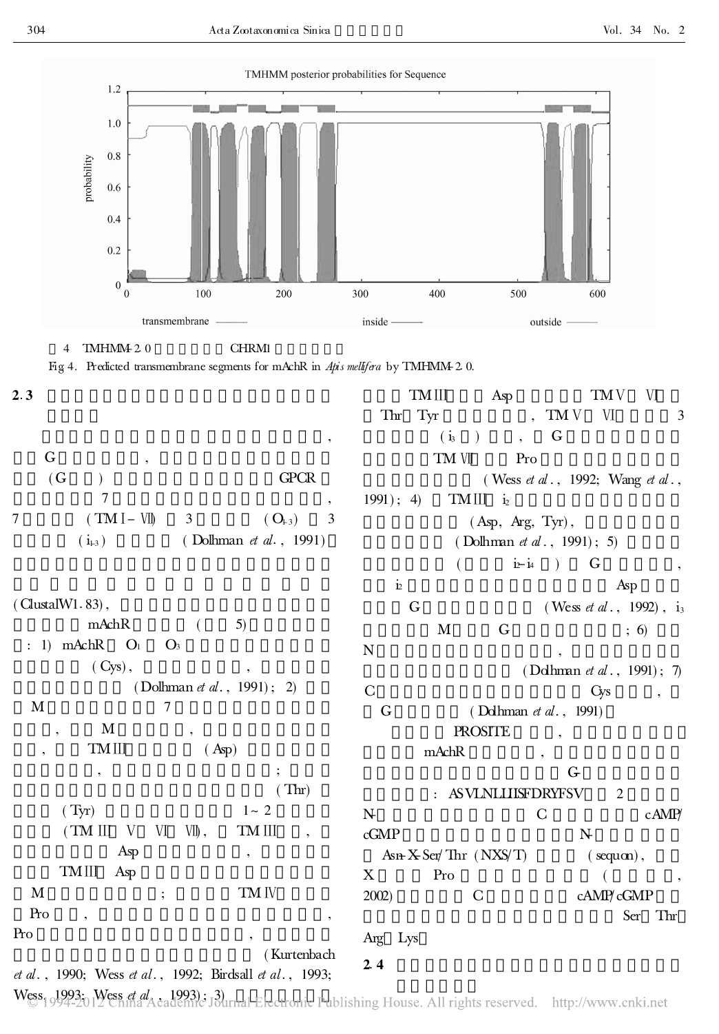图 4 TMHMM-2.0 CHRM1

Fig 4. Predicted transmembrane segments for mAchR in *Apis mellifera* by TMHMM-2.0.

## 2.3

, G , (G ) GPCR 7 , 7 (TM I－VII) 3 ($O_{1-3}$) 3 ($i_{1-3}$) (Dolhman *et al.*, 1991)

(ClustalW1.83), mAchR ( 5) : 1) mAchR $O_1$ $O_3$ (Cys), , (Dolhman *et al.*, 1991); 2) M 7 , M , , TM III (Asp) , ; (Thr) (Tyr) 1～2 (TM III V VI VII), TM III , Asp , TM III Asp M ; TM IV Pro , , Pro , (Kurtenbach *et al.*, 1990; Wess *et al.*, 1992; Birdsall *et al.*, 1993; Wess, 1993; Wess *et al.*, 1993); 3) TM III Asp TM V VI Thr Tyr , TM V VI 3 ($i_3$ ) , G TM VII Pro (Wess *et al.*, 1992; Wang *et al.*, 1991); 4) TM III $i_2$ (Asp, Arg, Tyr), (Dolhman *et al.*, 1991); 5) ( $i_2$-$i_4$ ) G , $i_2$ Asp G (Wess *et al.*, 1992), $i_3$ M G ; 6) N , (Dolhman *et al.*, 1991); 7) C Cys , G (Dolhman *et al.*, 1991)

PROSITE , mAchR , G- : ASVLNLLIISFDRYFSV 2 N- C cAMP/cGMP N- Asn-X-Ser/Thr (NXS/T) (sequon), X Pro ( , 2002) C cAMP/cGMP Ser Thr Arg Lys

## 2.4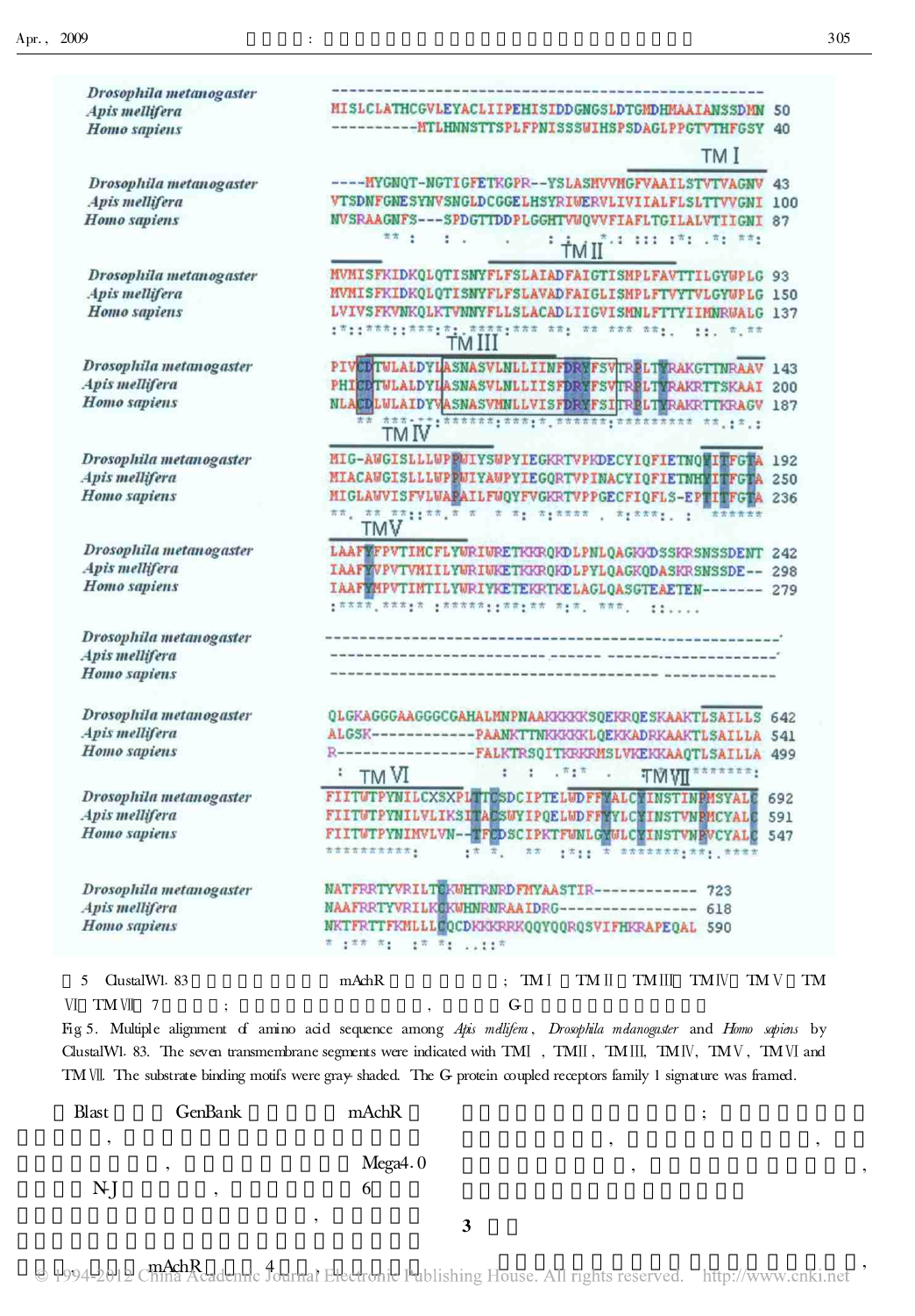```
Drosophila metanogaster  --------------------------------------------------
Apis mellifera           MISLCLATHCGVLEYACLIIPEHISIDDGNGSLDTGMDHMAAIANSSDMN 50
Homo sapiens             ----------MTLHNNSTTSPLFPNISSSWIHSPSDAGLPPGTVTHFGSY 40
                                                                         TM I
Drosophila metanogaster  ----MYGNQT-NGTIGFETKGPR--YSLASMVVMGFVAAILSTVTVAGNV 43
Apis mellifera           VTSDNFGNESYNVSNGLDCGGELHSYRIWERVLIVIIALFLSLTTVVGNI 100
Homo sapiens             NVSRAAGNFS---SPDGTTDDPLGGHTVWQVVFIAFLTGILALVTIIGNI 87
                                                          TM II
Drosophila metanogaster  MVMISFKIDKQLQTISNYFLFSLAIADFAIGTISMPLFAVTTILGYWPLG 93
Apis mellifera           MVMISFKIDKQLQTISNYFLFSLAVADFAIGLISMPLFTVYTVLGYWPLG 150
Homo sapiens             LVIVSFKVNKQLKTVNNYFLLSLACADLIIGVISMNLFTTYIIMNRWALG 137
                                 TM III
Drosophila metanogaster  PIVCDTWLALDYLASNASVLNLLIINFDRYFSVTRPLTYRAKGTTNRAAV 143
Apis mellifera           PHICDTWLALDYLASNASVLNLLIISFDRYFSVTRPLTYRAKRTTSKAAI 200
Homo sapiens             NLACDLWLAIDYVASNASVMNLLVISFDRYFSITRPLTYRAKRTTKRAGV 187
                           TM IV
Drosophila metanogaster  MIG-AWGISLLLWPPWIYSWPYIEGKRTVPKDECYIQFIETNQYITFGTA 192
Apis mellifera           MIACAWGISLLLWPPWIYAWPYIEGQRTVPINACYIQFIETNHYITFGTA 250
Homo sapiens             MIGLAWVISFVLWAPAILFWQYFVGKRTVPPGECFIQFLS-EPTITFGTA 236
                           TM V
Drosophila metanogaster  LAAFYFPVTIMCFLYWRIWRETKKRQKDLPNLQAGKKDSSKRSNSSDENT 242
Apis mellifera           IAAFYVPVTVMIILYWRIWKETKKRQKDLPYLQAGKQDASKRSNSSDE-- 298
Homo sapiens             IAAFYMPVTIMTILYWRIYKETEKRTKELAGLQASGTEAETEN------- 279

Drosophila metanogaster  ---------------------------------------------------
Apis mellifera           ---------------------------------------------------
Homo sapiens             ---------------------------------------------------

Drosophila metanogaster  QLGKAGGGAAGGGCGAHALMNPNAAKKKKKSQEKRQESKAAKTLSAILLS 642
Apis mellifera           ALGSK------------PAANKTTNKKKKKLQEKKADRKAAKTLSAILLA 541
Homo sapiens             R----------------FALKTRSQITKRKRMSLVKEKKAAQTLSAILLA 499
                           TM VI                                 TM VII
Drosophila metanogaster  FIITWTPYNILCXSXPLTTCSDCIPTELWDFFYALCYINSTINPMSYALC 692
Apis mellifera           FIITWTPYNILVLIKSITACSWYIPQELWDFFYYLCYINSTVNPMCYALC 591
Homo sapiens             FIITWTPYNIMVLVN--TFCDSCIPKTFWNLGYWLCYINSTVNPVCYALC 547

Drosophila metanogaster  NATFRRTYVRILTCKWHTRNRDFMYAASTIR------------ 723
Apis mellifera           NAAFRRTYVRILKCKWHNRNRAAIDRG---------------- 618
Homo sapiens             NKTFRTTFKMLLLCQCDKKKRRKQQYQQRQSVIFHKRAPEQAL 590
```

图5 ClustalW1.83 比对的蜜蜂、果蝇和人 mAChR 氨基酸序列比较；TM Ⅰ、TM Ⅱ、TM Ⅲ、TM Ⅳ、TM Ⅴ、TM Ⅵ、TM Ⅶ 7 个跨膜区；灰色阴影表示底物结合位点，方框表示 G 蛋白偶联受体

Fig 5. Multiple alignment of amino acid sequence among *Apis mellifera*, *Drosophila melanogaster* and *Homo sapiens* by ClustalW1.83. The seven transmembrane segments were indicated with TMⅠ, TMⅡ, TMⅢ, TMⅣ, TMⅤ, TMⅥ and TMⅦ. The substrate binding motifs were gray-shaded. The G-protein coupled receptors family 1 signature was framed.

Blast GenBank mAChR，Mega4.0 NJ 6 mAChR 4 ；，，，，，

## 3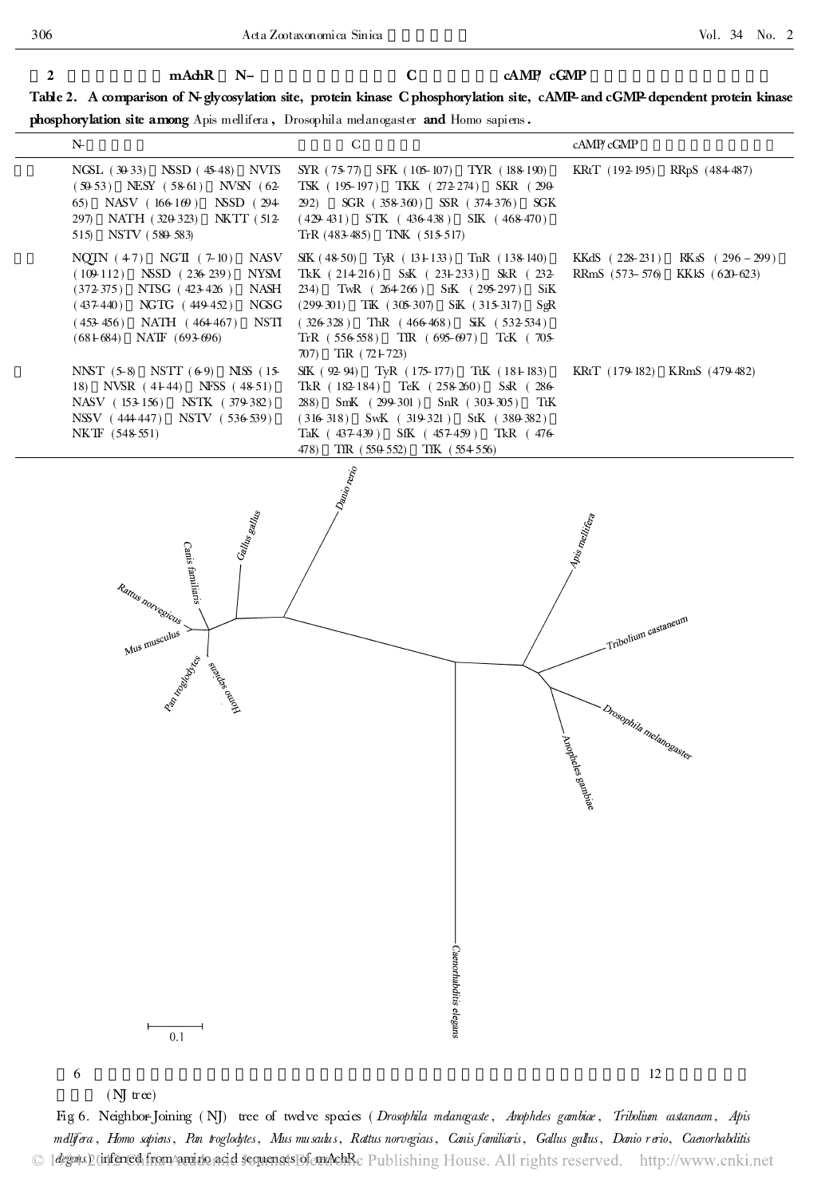**表 2 　　　　　　mAchR　N-　　　　　　　　C　　　　　cAMP/ cGMP**

**Table 2. A comparison of N-glycosylation site, protein kinase C phosphorylation site, cAMP-and cGMP-dependent protein kinase phosphorylation site among** *Apis mellifera*, *Drosophila melanogaster* **and** *Homo sapiens*.

| | N- | C | cAMP/cGMP |
|---|---|---|---|
| | NGSL (30-33) NSSD (45-48) NVTS (50-53) NESY (58-61) NVSN (62-65) NASV (166-169) NSSD (294-297) NATH (320-323) NKTT (512-515) NSTV (580-583) | SYR (75-77) SFK (105-107) TYR (188-190) TSK (195-197) TKK (272-274) SKR (290-292) SGR (358-360) SSR (374-376) SGK (429-431) STK (436-438) SIK (468-470) TrR (483-485) TNK (515-517) | KRtT (192-195) RRpS (484-487) |
| | NQTN (4-7) NGTI (7-10) NASV (109-112) NSSD (236-239) NYSM (372-375) NTSG (423-426) NASH (437-440) NGTG (449-452) NGSG (453-456) NATH (464-467) NSTI (681-684) NATF (693-696) | SfK (48-50) TyR (131-133) TnR (138-140) TkK (214-216) SsK (231-233) SkR (232-234) TwR (264-266) SrK (295-297) SiK (299-301) TtK (305-307) SiK (315-317) SgR (326-328) ThR (466-468) SiK (532-534) TrR (556-558) TfR (695-697) TcK (705-707) TiR (721-723) | KKdS (228-231) RKsS (296-299) RRmS (573-576) KKkS (620-623) |
| | NNST (5-8) NSTT (6-9) NISS (15-18) NVSR (41-44) NFSS (48-51) NASV (153-156) NSTK (379-382) NSSV (444-447) NSTV (536-539) NKTF (548-551) | SfK (92-94) TyR (175-177) TtK (181-183) TkR (182-184) TeK (258-260) SsR (286-288) SmK (299-301) SnR (303-305) TtK (316-318) SwK (319-321) StK (380-382) TaK (437-439) SfK (457-459) TkR (476-478) TfR (550-552) TtK (554-556) | KRtT (179-182) KRmS (479-482) |

图 6 　　　　　　　　　　　　　　　　　　　　　　　　12

　　(NJ tree)

Fig 6. Neighbor-Joining (NJ) tree of twelve species (*Drosophila melanogaste*, *Anopheles gambiae*, *Tribolium castaneum*, *Apis mellifera*, *Homo sapiens*, *Pan troglodytes*, *Mus musculus*, *Rattus norvegicus*, *Canis familiaris*, *Gallus gallus*, *Danio rerio*, *Caenorhabditis elegans*) inferred from amino acid sequences of mAchR.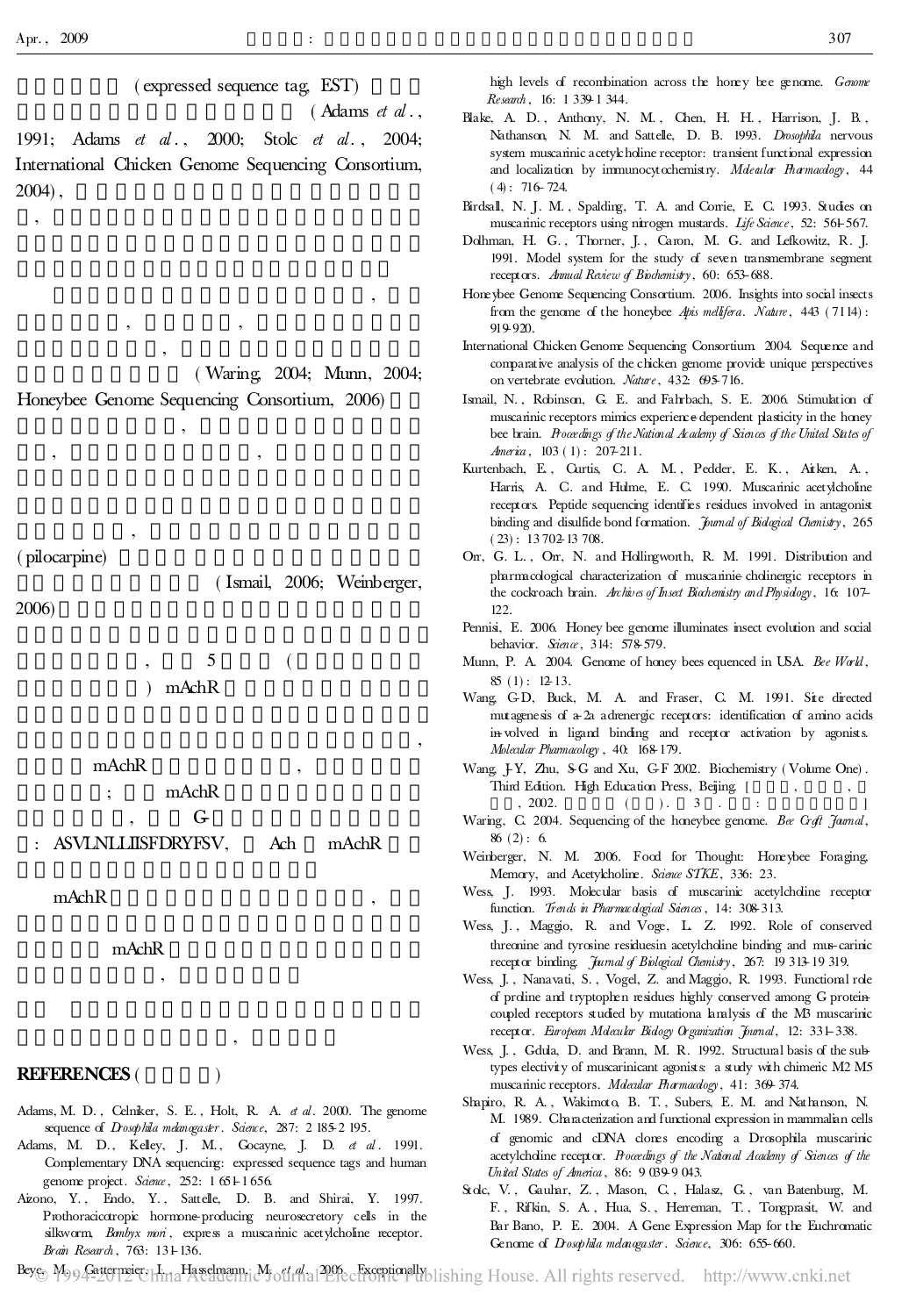(expressed sequence tag, EST) (Adams *et al*., 1991; Adams *et al*., 2000; Stolc *et al*., 2004; International Chicken Genome Sequencing Consortium, 2004),

,

,

, ,

,

(Waring, 2004; Munn, 2004; Honeybee Genome Sequencing Consortium, 2006)

,

, ,

,

(pilocarpine)

(Ismail, 2006; Weinberger, 2006)

, 5 ( ) mAchR

,

mAchR ,

; mAchR

, G-

: ASVLNLLIISFDRYFSV, Ach mAchR

mAchR ,

mAchR

,

,

## REFERENCES ( )

Adams, M. D., Celniker, S. E., Holt, R. A. *et al*. 2000. The genome sequence of *Drosophila melanogaster*. *Science*, 287: 2 185-2 195.

Adams, M. D., Kelley, J. M., Gocayne, J. D. *et al*. 1991. Complementary DNA sequencing: expressed sequence tags and human genome project. *Science*, 252: 1 651-1 656.

Aizono, Y., Endo, Y., Sattelle, D. B. and Shirai, Y. 1997. Prothoracicotropic hormone-producing neurosecretory cells in the silkworm, *Bombyx mori*, express a muscarinic acetylcholine receptor. *Brain Research*, 763: 131-136.

Beye, M., Gattermeier, I., Hasselmann, M. *et al*. 2006. Exceptionally high levels of recombination across the honey bee genome. *Genome Research*, 16: 1 339-1 344.

Blake, A. D., Anthony, N. M., Chen, H. H., Harrison, J. B., Nathanson, N. M. and Sattelle, D. B. 1993. *Drosophila* nervous system muscarinic acetylcholine receptor: transient functional expression and localization by immunocytochemistry. *Molecular Pharmacology*, 44 (4): 716-724.

Birdsall, N. J. M., Spalding, T. A. and Corrie, E. C. 1993. Studies on muscarinic receptors using nitrogen mustards. *Life Science*, 52: 561-567.

Dolhman, H. G., Thorner, J., Caron, M. G. and Lefkowitz, R. J. 1991. Model system for the study of seven transmembrane segment receptors. *Annual Review of Biochemistry*, 60: 653-688.

Honeybee Genome Sequencing Consortium. 2006. Insights into social insects from the genome of the honeybee *Apis mellifera*. *Nature*, 443 (7114): 919-920.

International Chicken Genome Sequencing Consortium. 2004. Sequence and comparative analysis of the chicken genome provide unique perspectives on vertebrate evolution. *Nature*, 432: 695-716.

Ismail, N., Robinson, G. E. and Fahrbach, S. E. 2006. Stimulation of muscarinic receptors mimics experience-dependent plasticity in the honey bee brain. *Proceedings of the National Academy of Sciences of the United States of America*, 103 (1): 207-211.

Kurtenbach, E., Curtis, C. A. M., Pedder, E. K., Aitken, A., Harris, A. C. and Hulme, E. C. 1990. Muscarinic acetylcholine receptors. Peptide sequencing identifies residues involved in antagonist binding and disulfide bond formation. *Journal of Biological Chemistry*, 265 (23): 13 702-13 708.

Orr, G. L., Orr, N. and Hollingworth, R. M. 1991. Distribution and pharmacological characterization of muscarinic-cholinergic receptors in the cockroach brain. *Archives of Insect Biochemistry and Physiology*, 16: 107-122.

Pennisi, E. 2006. Honey bee genome illuminates insect evolution and social behavior. *Science*, 314: 578-579.

Munn, P. A. 2004. Genome of honey bees equenced in USA. *Bee World*, 85 (1): 12-13.

Wang, G-D, Buck, M. A. and Fraser, C. M. 1991. Site directed mutagenesis of a-2a adrenergic receptors: identification of amino acids in-volved in ligand binding and receptor activation by agonists. *Molecular Pharmacology*, 40: 168-179.

Wang, J-Y, Tian, S-G and Xu, G-F 2002. Biochemistry (Volume One). Third Edition. High Education Press, Beijing. [ , , , 2002. ( ). 3 . : ]

Waring, C. 2004. Sequencing of the honeybee genome. *Bee Craft Journal*, 86 (2): 6.

Weinberger, N. M. 2006. Food for Thought: Honeybee Foraging, Memory, and Acetylcholine. *Science STKE*, 336: 23.

Wess, J. 1993. Molecular basis of muscarinic acetylcholine receptor function. *Trends in Pharmacological Sciences*, 14: 308-313.

Wess, J., Maggio, R. and Voge, L. Z. 1992. Role of conserved threonine and tyrosine residuesin acetylcholine binding and mus-carinic receptor binding. *Journal of Biological Chemistry*, 267: 19 313-19 319.

Wess, J., Nanavati, S., Vogel, Z. and Maggio, R. 1993. Functional role of proline and tryptophen residues highly conserved among G protein-coupled receptors studied by mutational analysis of the M3 muscarinic receptor. *European Molecular Biology Organization Journal*, 12: 331-338.

Wess, J., Gdula, D. and Brann, M. R. 1992. Structural basis of the subtypes electivity of muscarinicant agonists: a study with chimeric M2 M5 muscarinic receptors. *Molecular Pharmacology*, 41: 369-374.

Shapiro, R. A., Wakimoto, B. T., Subers, E. M. and Nathanson, N. M. 1989. Characterization and functional expression in mammalian cells of genomic and cDNA clones encoding a Drosophila muscarinic acetylcholine receptor. *Proceedings of the National Academy of Sciences of the United States of America*, 86: 9 039-9 043.

Stolc, V., Gauhar, Z., Mason, C., Halasz, G., van Batenburg, M. F., Rifkin, S. A., Hua, S., Herreman, T., Tongprasit, W. and Bar Bano, P. E. 2004. A Gene Expression Map for the Euchromatic Genome of *Drosophila melanogaster*. *Science*, 306: 655-660.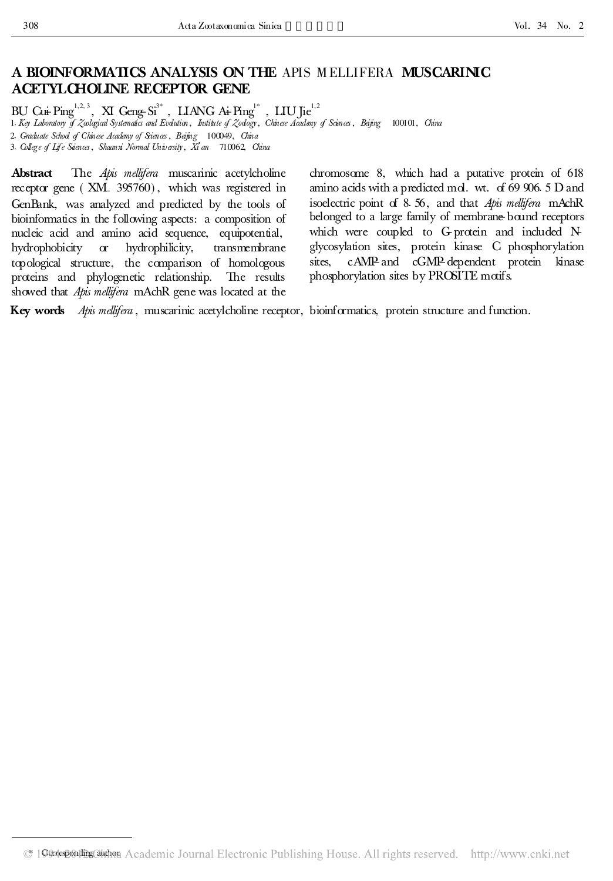# A BIOINFORMATICS ANALYSIS ON THE *APIS MELLIFERA* MUSCARINIC ACETYLCHOLINE RECEPTOR GENE

BU Cui-Ping[1,2,3], XI Geng-Si[3*], LIANG Ai-Ping[1*], LIU Jie[1,2]

1. *Key Laboratory of Zoological Systematics and Evolution, Institute of Zoology, Chinese Academy of Sciences, Beijing 100101, China*
2. *Graduate School of Chinese Academy of Sciences, Beijing 100049, China*
3. *College of Life Sciences, Shaanxi Normal University, Xi'an 710062, China*

**Abstract** The *Apis mellifera* muscarinic acetylcholine receptor gene (XM_395760), which was registered in GenBank, was analyzed and predicted by the tools of bioinformatics in the following aspects: a composition of nucleic acid and amino acid sequence, equipotential, hydrophobicity or hydrophilicity, transmembrane topological structure, the comparison of homologous proteins and phylogenetic relationship. The results showed that *Apis mellifera* mAchR gene was located at the chromosome 8, which had a putative protein of 618 amino acids with a predicted mol. wt. of 69 906.5 D and isoelectric point of 8.56, and that *Apis mellifera* mAchR belonged to a large family of membrane-bound receptors which were coupled to G-protein and included N-glycosylation sites, protein kinase C phosphorylation sites, cAMP-and cGMP-dependent protein kinase phosphorylation sites by PROSITE motifs.

**Key words** *Apis mellifera*, muscarinic acetylcholine receptor, bioinformatics, protein structure and function.

* Corresponding author.